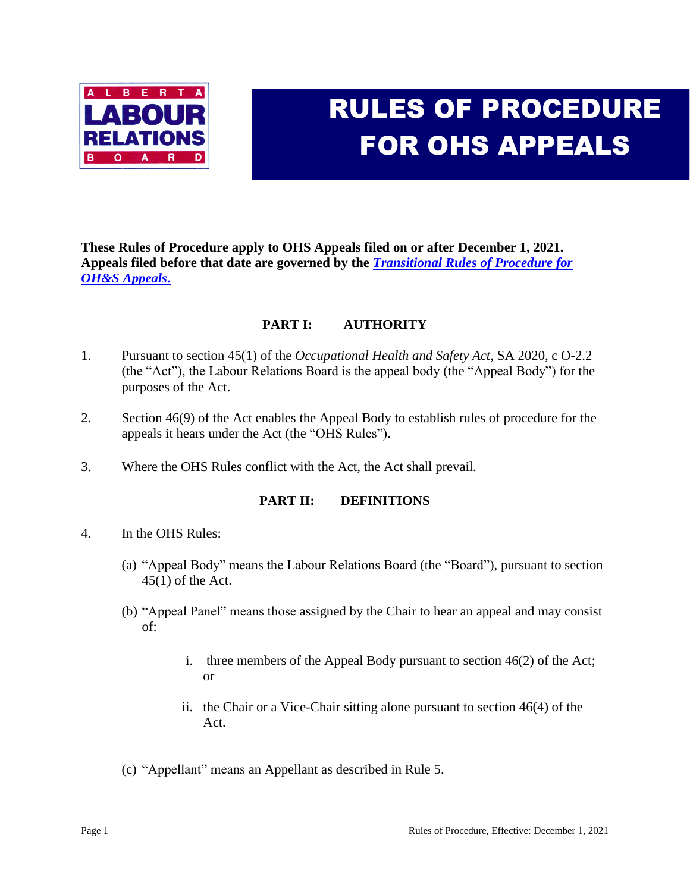# RULES OF PROCEDURE FOR OHS APPEALS

**These Rules of Procedure apply to OHS Appeals filed on or after December 1, 2021. Appeals filed before that date are governed by the *Transitional Rules of Procedure for OH&S Appeals*.**

## PART I: AUTHORITY

1. Pursuant to section 45(1) of the *Occupational Health and Safety Act*, SA 2020, c O-2.2 (the "Act"), the Labour Relations Board is the appeal body (the "Appeal Body") for the purposes of the Act.

2. Section 46(9) of the Act enables the Appeal Body to establish rules of procedure for the appeals it hears under the Act (the "OHS Rules").

3. Where the OHS Rules conflict with the Act, the Act shall prevail.

## PART II: DEFINITIONS

4. In the OHS Rules:

   (a) "Appeal Body" means the Labour Relations Board (the "Board"), pursuant to section 45(1) of the Act.

   (b) "Appeal Panel" means those assigned by the Chair to hear an appeal and may consist of:

      i. three members of the Appeal Body pursuant to section 46(2) of the Act; or

      ii. the Chair or a Vice-Chair sitting alone pursuant to section 46(4) of the Act.

   (c) "Appellant" means an Appellant as described in Rule 5.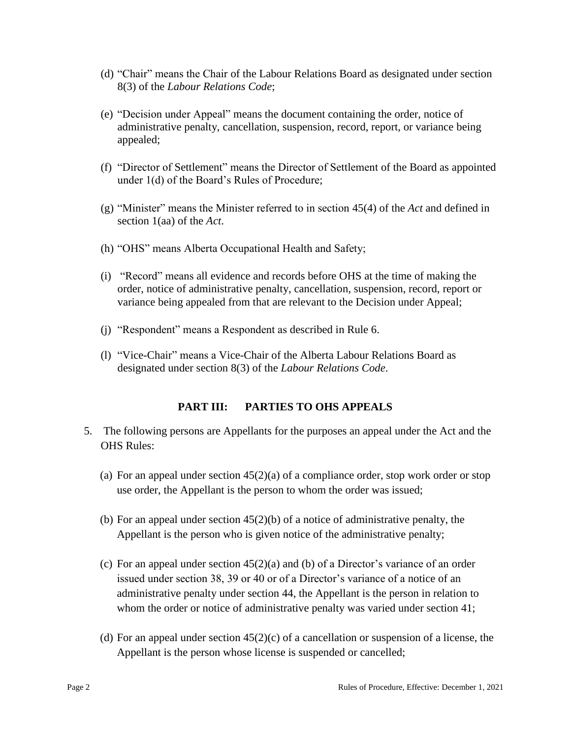(d) "Chair" means the Chair of the Labour Relations Board as designated under section 8(3) of the *Labour Relations Code*;

(e) "Decision under Appeal" means the document containing the order, notice of administrative penalty, cancellation, suspension, record, report, or variance being appealed;

(f) "Director of Settlement" means the Director of Settlement of the Board as appointed under 1(d) of the Board's Rules of Procedure;

(g) "Minister" means the Minister referred to in section 45(4) of the *Act* and defined in section 1(aa) of the *Act*.

(h) "OHS" means Alberta Occupational Health and Safety;

(i) "Record" means all evidence and records before OHS at the time of making the order, notice of administrative penalty, cancellation, suspension, record, report or variance being appealed from that are relevant to the Decision under Appeal;

(j) "Respondent" means a Respondent as described in Rule 6.

(l) "Vice-Chair" means a Vice-Chair of the Alberta Labour Relations Board as designated under section 8(3) of the *Labour Relations Code*.

## PART III: PARTIES TO OHS APPEALS

5. The following persons are Appellants for the purposes an appeal under the Act and the OHS Rules:

   (a) For an appeal under section 45(2)(a) of a compliance order, stop work order or stop use order, the Appellant is the person to whom the order was issued;

   (b) For an appeal under section 45(2)(b) of a notice of administrative penalty, the Appellant is the person who is given notice of the administrative penalty;

   (c) For an appeal under section 45(2)(a) and (b) of a Director's variance of an order issued under section 38, 39 or 40 or of a Director's variance of a notice of an administrative penalty under section 44, the Appellant is the person in relation to whom the order or notice of administrative penalty was varied under section 41;

   (d) For an appeal under section 45(2)(c) of a cancellation or suspension of a license, the Appellant is the person whose license is suspended or cancelled;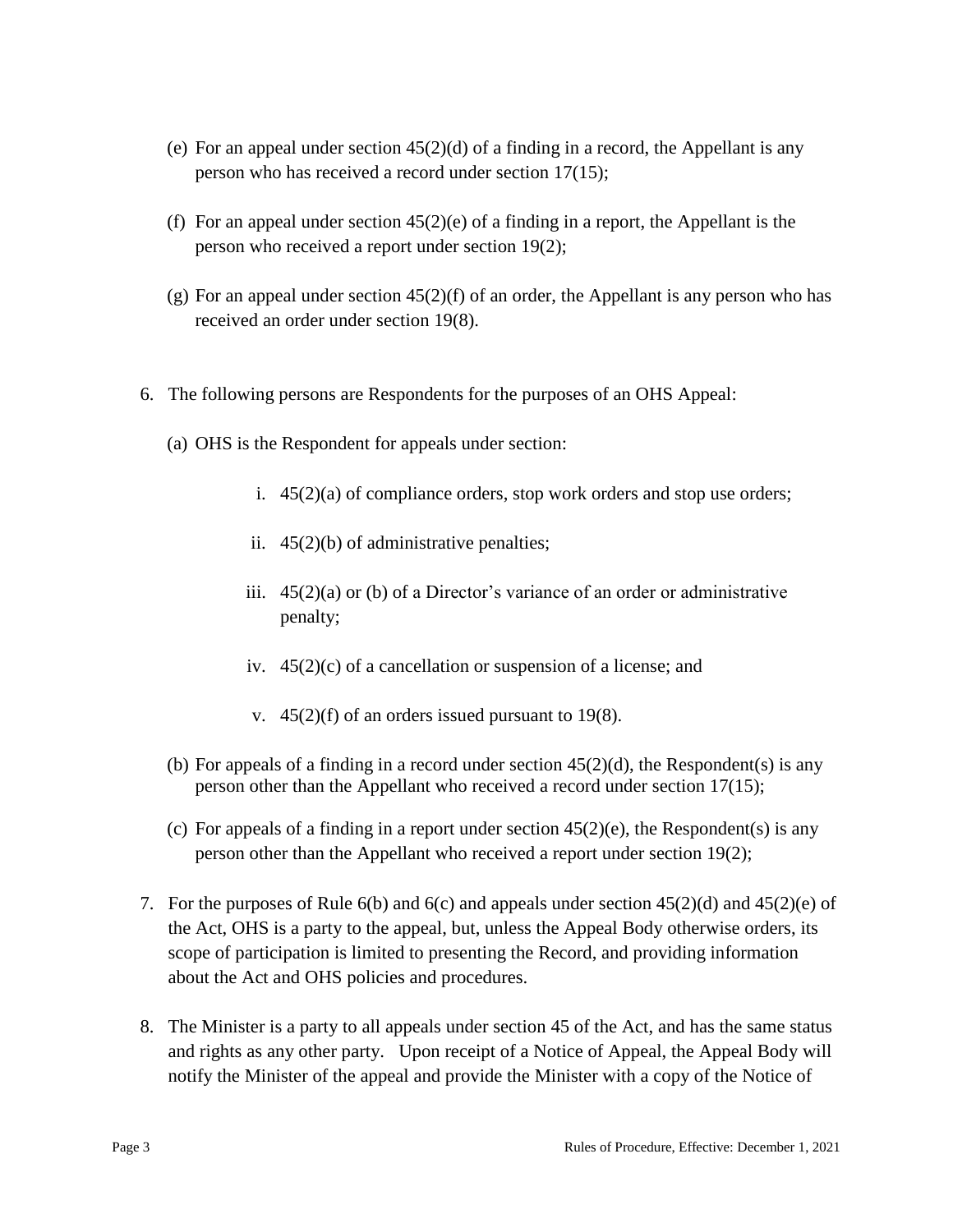(e) For an appeal under section 45(2)(d) of a finding in a record, the Appellant is any person who has received a record under section 17(15);

(f) For an appeal under section 45(2)(e) of a finding in a report, the Appellant is the person who received a report under section 19(2);

(g) For an appeal under section 45(2)(f) of an order, the Appellant is any person who has received an order under section 19(8).

6. The following persons are Respondents for the purposes of an OHS Appeal:

   (a) OHS is the Respondent for appeals under section:

      i. 45(2)(a) of compliance orders, stop work orders and stop use orders;

      ii. 45(2)(b) of administrative penalties;

      iii. 45(2)(a) or (b) of a Director's variance of an order or administrative penalty;

      iv. 45(2)(c) of a cancellation or suspension of a license; and

      v. 45(2)(f) of an orders issued pursuant to 19(8).

   (b) For appeals of a finding in a record under section 45(2)(d), the Respondent(s) is any person other than the Appellant who received a record under section 17(15);

   (c) For appeals of a finding in a report under section 45(2)(e), the Respondent(s) is any person other than the Appellant who received a report under section 19(2);

7. For the purposes of Rule 6(b) and 6(c) and appeals under section 45(2)(d) and 45(2)(e) of the Act, OHS is a party to the appeal, but, unless the Appeal Body otherwise orders, its scope of participation is limited to presenting the Record, and providing information about the Act and OHS policies and procedures.

8. The Minister is a party to all appeals under section 45 of the Act, and has the same status and rights as any other party. Upon receipt of a Notice of Appeal, the Appeal Body will notify the Minister of the appeal and provide the Minister with a copy of the Notice of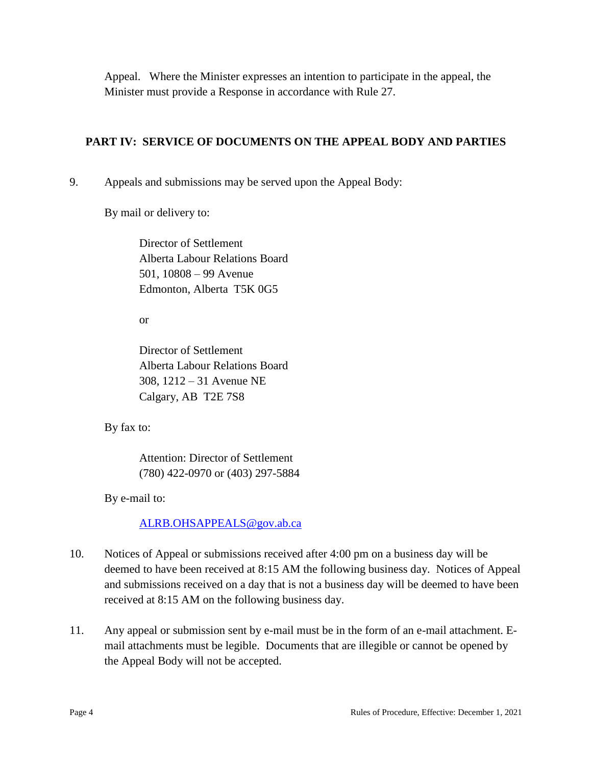Appeal. Where the Minister expresses an intention to participate in the appeal, the Minister must provide a Response in accordance with Rule 27.

## PART IV: SERVICE OF DOCUMENTS ON THE APPEAL BODY AND PARTIES

9. Appeals and submissions may be served upon the Appeal Body:

   By mail or delivery to:

   > Director of Settlement  
   > Alberta Labour Relations Board  
   > 501, 10808 – 99 Avenue  
   > Edmonton, Alberta T5K 0G5
   >
   > or
   >
   > Director of Settlement  
   > Alberta Labour Relations Board  
   > 308, 1212 – 31 Avenue NE  
   > Calgary, AB T2E 7S8

   By fax to:

   > Attention: Director of Settlement  
   > (780) 422-0970 or (403) 297-5884

   By e-mail to:

   > ALRB.OHSAPPEALS@gov.ab.ca

10. Notices of Appeal or submissions received after 4:00 pm on a business day will be deemed to have been received at 8:15 AM the following business day. Notices of Appeal and submissions received on a day that is not a business day will be deemed to have been received at 8:15 AM on the following business day.

11. Any appeal or submission sent by e-mail must be in the form of an e-mail attachment. E-mail attachments must be legible. Documents that are illegible or cannot be opened by the Appeal Body will not be accepted.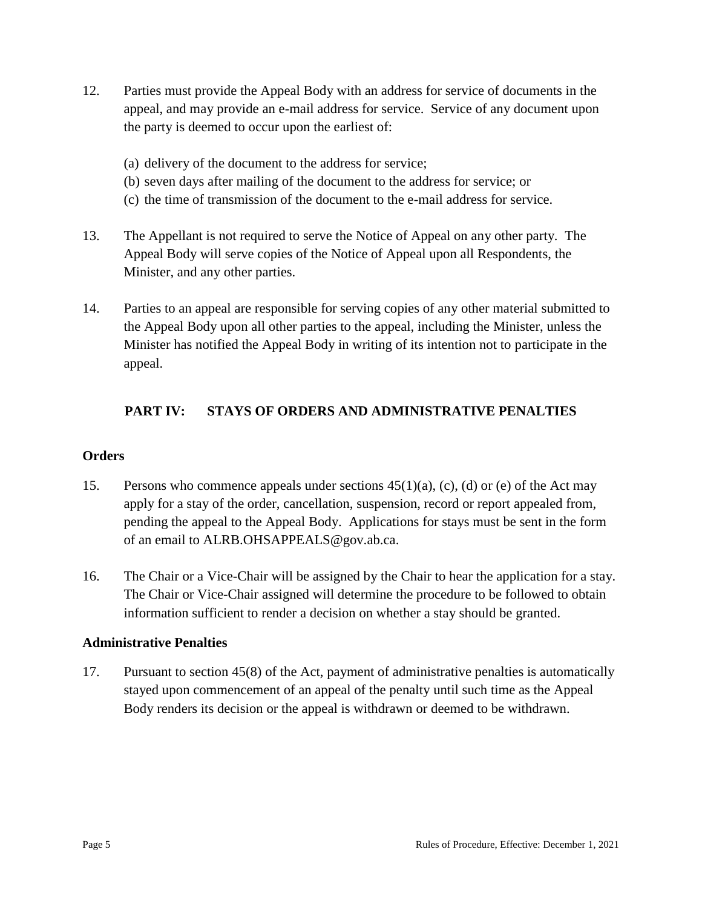12. Parties must provide the Appeal Body with an address for service of documents in the appeal, and may provide an e-mail address for service. Service of any document upon the party is deemed to occur upon the earliest of:

    (a) delivery of the document to the address for service;
    (b) seven days after mailing of the document to the address for service; or
    (c) the time of transmission of the document to the e-mail address for service.

13. The Appellant is not required to serve the Notice of Appeal on any other party. The Appeal Body will serve copies of the Notice of Appeal upon all Respondents, the Minister, and any other parties.

14. Parties to an appeal are responsible for serving copies of any other material submitted to the Appeal Body upon all other parties to the appeal, including the Minister, unless the Minister has notified the Appeal Body in writing of its intention not to participate in the appeal.

## PART IV: STAYS OF ORDERS AND ADMINISTRATIVE PENALTIES

### Orders

15. Persons who commence appeals under sections 45(1)(a), (c), (d) or (e) of the Act may apply for a stay of the order, cancellation, suspension, record or report appealed from, pending the appeal to the Appeal Body. Applications for stays must be sent in the form of an email to ALRB.OHSAPPEALS@gov.ab.ca.

16. The Chair or a Vice-Chair will be assigned by the Chair to hear the application for a stay. The Chair or Vice-Chair assigned will determine the procedure to be followed to obtain information sufficient to render a decision on whether a stay should be granted.

### Administrative Penalties

17. Pursuant to section 45(8) of the Act, payment of administrative penalties is automatically stayed upon commencement of an appeal of the penalty until such time as the Appeal Body renders its decision or the appeal is withdrawn or deemed to be withdrawn.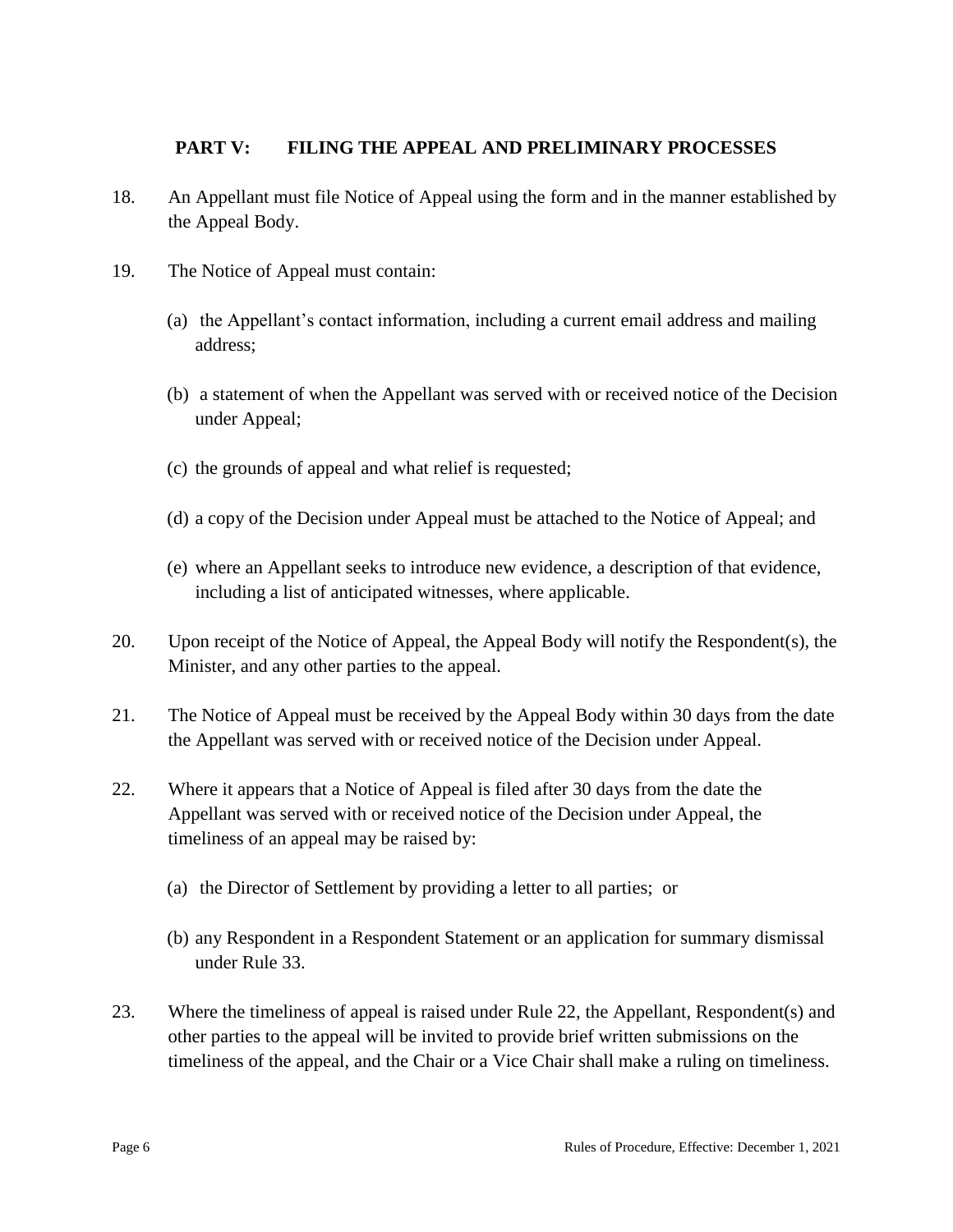## PART V: FILING THE APPEAL AND PRELIMINARY PROCESSES

18. An Appellant must file Notice of Appeal using the form and in the manner established by the Appeal Body.

19. The Notice of Appeal must contain:

    (a) the Appellant's contact information, including a current email address and mailing address;

    (b) a statement of when the Appellant was served with or received notice of the Decision under Appeal;

    (c) the grounds of appeal and what relief is requested;

    (d) a copy of the Decision under Appeal must be attached to the Notice of Appeal; and

    (e) where an Appellant seeks to introduce new evidence, a description of that evidence, including a list of anticipated witnesses, where applicable.

20. Upon receipt of the Notice of Appeal, the Appeal Body will notify the Respondent(s), the Minister, and any other parties to the appeal.

21. The Notice of Appeal must be received by the Appeal Body within 30 days from the date the Appellant was served with or received notice of the Decision under Appeal.

22. Where it appears that a Notice of Appeal is filed after 30 days from the date the Appellant was served with or received notice of the Decision under Appeal, the timeliness of an appeal may be raised by:

    (a) the Director of Settlement by providing a letter to all parties; or

    (b) any Respondent in a Respondent Statement or an application for summary dismissal under Rule 33.

23. Where the timeliness of appeal is raised under Rule 22, the Appellant, Respondent(s) and other parties to the appeal will be invited to provide brief written submissions on the timeliness of the appeal, and the Chair or a Vice Chair shall make a ruling on timeliness.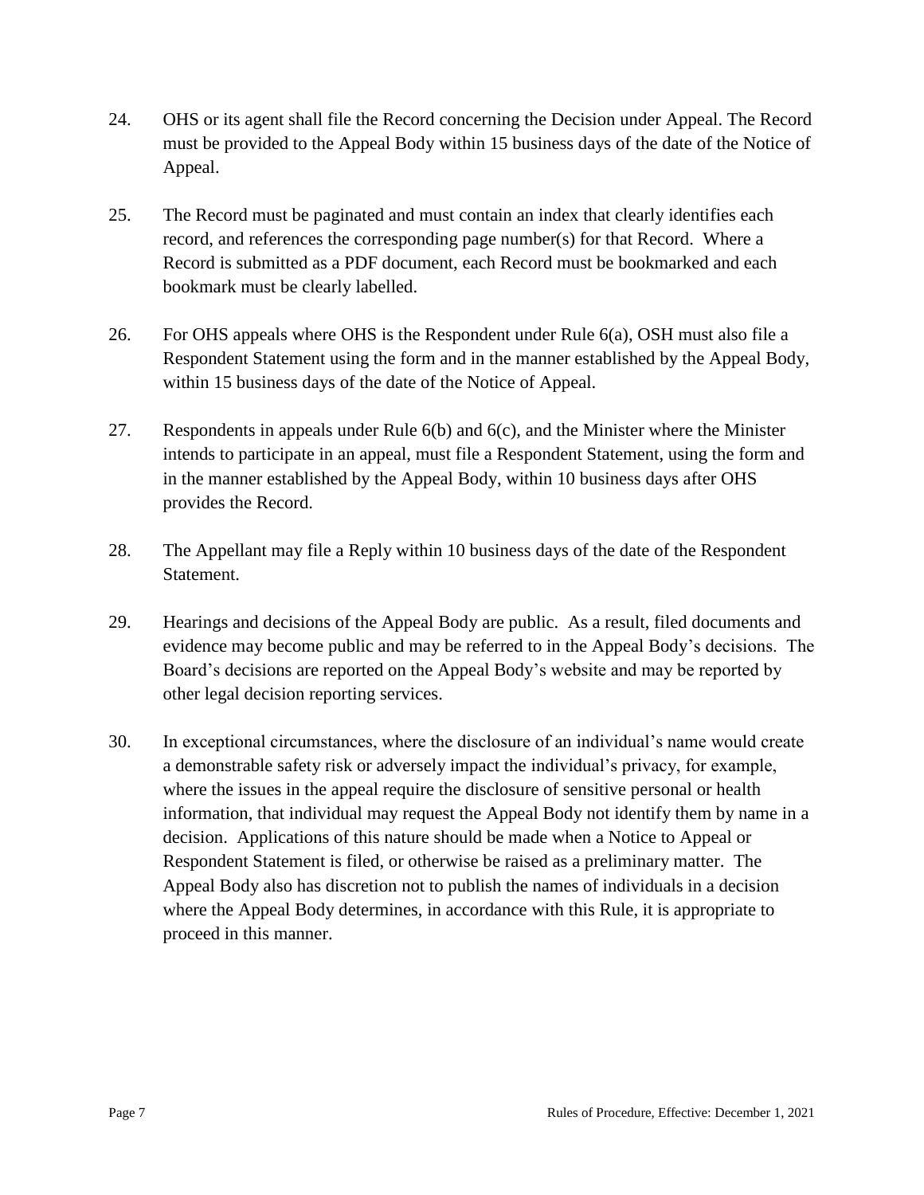24. OHS or its agent shall file the Record concerning the Decision under Appeal. The Record must be provided to the Appeal Body within 15 business days of the date of the Notice of Appeal.

25. The Record must be paginated and must contain an index that clearly identifies each record, and references the corresponding page number(s) for that Record. Where a Record is submitted as a PDF document, each Record must be bookmarked and each bookmark must be clearly labelled.

26. For OHS appeals where OHS is the Respondent under Rule 6(a), OSH must also file a Respondent Statement using the form and in the manner established by the Appeal Body, within 15 business days of the date of the Notice of Appeal.

27. Respondents in appeals under Rule 6(b) and 6(c), and the Minister where the Minister intends to participate in an appeal, must file a Respondent Statement, using the form and in the manner established by the Appeal Body, within 10 business days after OHS provides the Record.

28. The Appellant may file a Reply within 10 business days of the date of the Respondent Statement.

29. Hearings and decisions of the Appeal Body are public. As a result, filed documents and evidence may become public and may be referred to in the Appeal Body's decisions. The Board's decisions are reported on the Appeal Body's website and may be reported by other legal decision reporting services.

30. In exceptional circumstances, where the disclosure of an individual's name would create a demonstrable safety risk or adversely impact the individual's privacy, for example, where the issues in the appeal require the disclosure of sensitive personal or health information, that individual may request the Appeal Body not identify them by name in a decision. Applications of this nature should be made when a Notice to Appeal or Respondent Statement is filed, or otherwise be raised as a preliminary matter. The Appeal Body also has discretion not to publish the names of individuals in a decision where the Appeal Body determines, in accordance with this Rule, it is appropriate to proceed in this manner.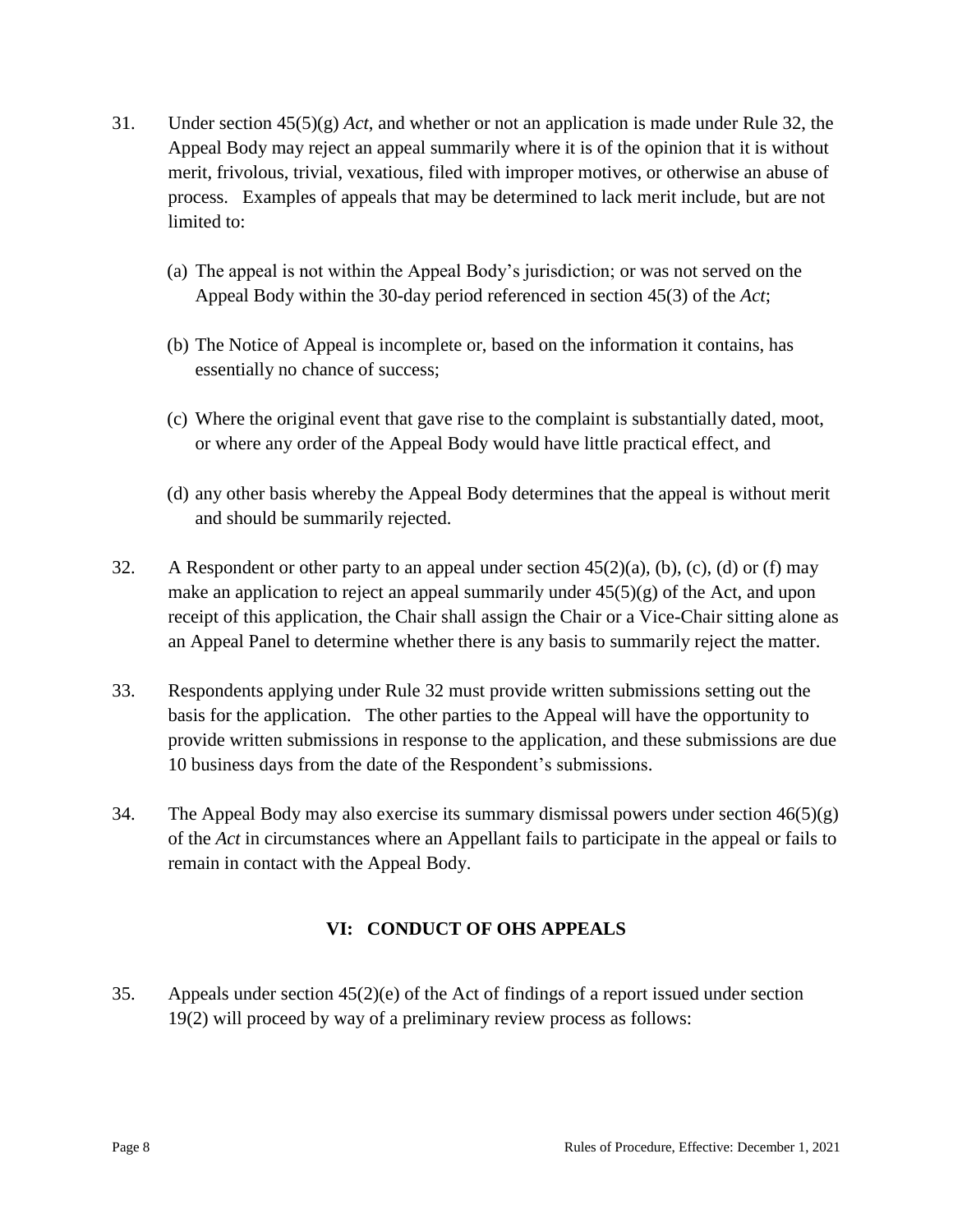31. Under section 45(5)(g) *Act*, and whether or not an application is made under Rule 32, the Appeal Body may reject an appeal summarily where it is of the opinion that it is without merit, frivolous, trivial, vexatious, filed with improper motives, or otherwise an abuse of process. Examples of appeals that may be determined to lack merit include, but are not limited to:

    (a) The appeal is not within the Appeal Body's jurisdiction; or was not served on the Appeal Body within the 30-day period referenced in section 45(3) of the *Act*;

    (b) The Notice of Appeal is incomplete or, based on the information it contains, has essentially no chance of success;

    (c) Where the original event that gave rise to the complaint is substantially dated, moot, or where any order of the Appeal Body would have little practical effect, and

    (d) any other basis whereby the Appeal Body determines that the appeal is without merit and should be summarily rejected.

32. A Respondent or other party to an appeal under section 45(2)(a), (b), (c), (d) or (f) may make an application to reject an appeal summarily under 45(5)(g) of the Act, and upon receipt of this application, the Chair shall assign the Chair or a Vice-Chair sitting alone as an Appeal Panel to determine whether there is any basis to summarily reject the matter.

33. Respondents applying under Rule 32 must provide written submissions setting out the basis for the application. The other parties to the Appeal will have the opportunity to provide written submissions in response to the application, and these submissions are due 10 business days from the date of the Respondent's submissions.

34. The Appeal Body may also exercise its summary dismissal powers under section 46(5)(g) of the *Act* in circumstances where an Appellant fails to participate in the appeal or fails to remain in contact with the Appeal Body.

## VI: CONDUCT OF OHS APPEALS

35. Appeals under section 45(2)(e) of the Act of findings of a report issued under section 19(2) will proceed by way of a preliminary review process as follows: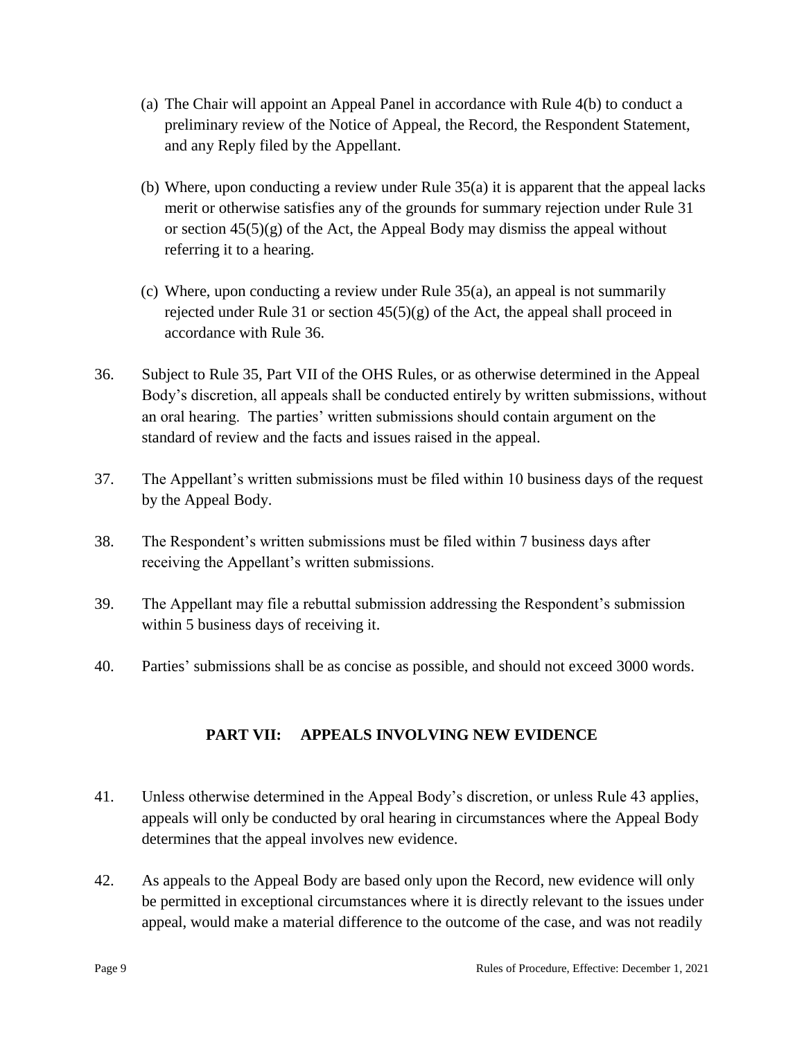(a) The Chair will appoint an Appeal Panel in accordance with Rule 4(b) to conduct a preliminary review of the Notice of Appeal, the Record, the Respondent Statement, and any Reply filed by the Appellant.

(b) Where, upon conducting a review under Rule 35(a) it is apparent that the appeal lacks merit or otherwise satisfies any of the grounds for summary rejection under Rule 31 or section 45(5)(g) of the Act, the Appeal Body may dismiss the appeal without referring it to a hearing.

(c) Where, upon conducting a review under Rule 35(a), an appeal is not summarily rejected under Rule 31 or section 45(5)(g) of the Act, the appeal shall proceed in accordance with Rule 36.

36. Subject to Rule 35, Part VII of the OHS Rules, or as otherwise determined in the Appeal Body's discretion, all appeals shall be conducted entirely by written submissions, without an oral hearing. The parties' written submissions should contain argument on the standard of review and the facts and issues raised in the appeal.

37. The Appellant's written submissions must be filed within 10 business days of the request by the Appeal Body.

38. The Respondent's written submissions must be filed within 7 business days after receiving the Appellant's written submissions.

39. The Appellant may file a rebuttal submission addressing the Respondent's submission within 5 business days of receiving it.

40. Parties' submissions shall be as concise as possible, and should not exceed 3000 words.

## PART VII: APPEALS INVOLVING NEW EVIDENCE

41. Unless otherwise determined in the Appeal Body's discretion, or unless Rule 43 applies, appeals will only be conducted by oral hearing in circumstances where the Appeal Body determines that the appeal involves new evidence.

42. As appeals to the Appeal Body are based only upon the Record, new evidence will only be permitted in exceptional circumstances where it is directly relevant to the issues under appeal, would make a material difference to the outcome of the case, and was not readily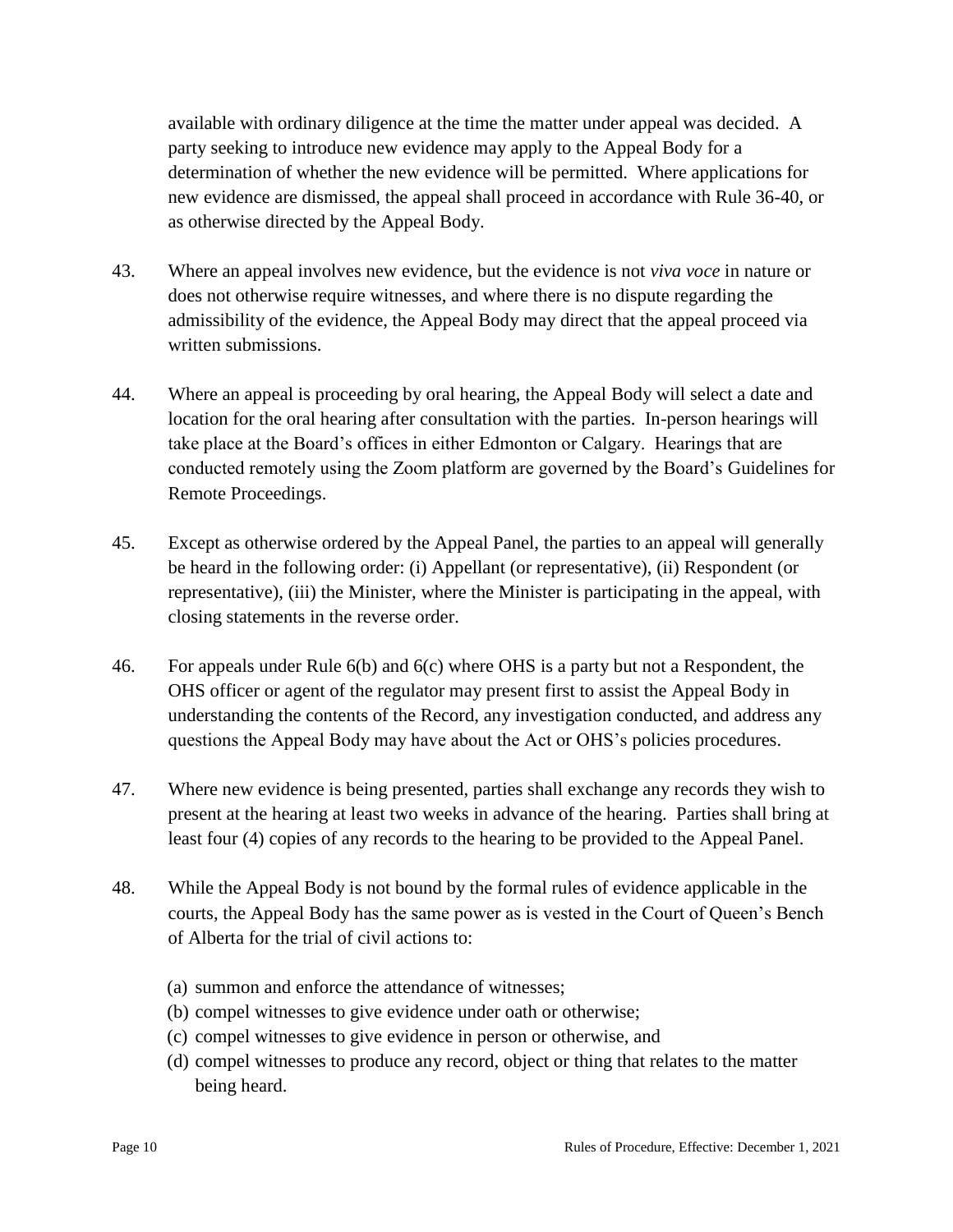available with ordinary diligence at the time the matter under appeal was decided. A party seeking to introduce new evidence may apply to the Appeal Body for a determination of whether the new evidence will be permitted. Where applications for new evidence are dismissed, the appeal shall proceed in accordance with Rule 36-40, or as otherwise directed by the Appeal Body.

43. Where an appeal involves new evidence, but the evidence is not *viva voce* in nature or does not otherwise require witnesses, and where there is no dispute regarding the admissibility of the evidence, the Appeal Body may direct that the appeal proceed via written submissions.

44. Where an appeal is proceeding by oral hearing, the Appeal Body will select a date and location for the oral hearing after consultation with the parties. In-person hearings will take place at the Board's offices in either Edmonton or Calgary. Hearings that are conducted remotely using the Zoom platform are governed by the Board's Guidelines for Remote Proceedings.

45. Except as otherwise ordered by the Appeal Panel, the parties to an appeal will generally be heard in the following order: (i) Appellant (or representative), (ii) Respondent (or representative), (iii) the Minister, where the Minister is participating in the appeal, with closing statements in the reverse order.

46. For appeals under Rule 6(b) and 6(c) where OHS is a party but not a Respondent, the OHS officer or agent of the regulator may present first to assist the Appeal Body in understanding the contents of the Record, any investigation conducted, and address any questions the Appeal Body may have about the Act or OHS's policies procedures.

47. Where new evidence is being presented, parties shall exchange any records they wish to present at the hearing at least two weeks in advance of the hearing. Parties shall bring at least four (4) copies of any records to the hearing to be provided to the Appeal Panel.

48. While the Appeal Body is not bound by the formal rules of evidence applicable in the courts, the Appeal Body has the same power as is vested in the Court of Queen's Bench of Alberta for the trial of civil actions to:

   (a) summon and enforce the attendance of witnesses;
   (b) compel witnesses to give evidence under oath or otherwise;
   (c) compel witnesses to give evidence in person or otherwise, and
   (d) compel witnesses to produce any record, object or thing that relates to the matter being heard.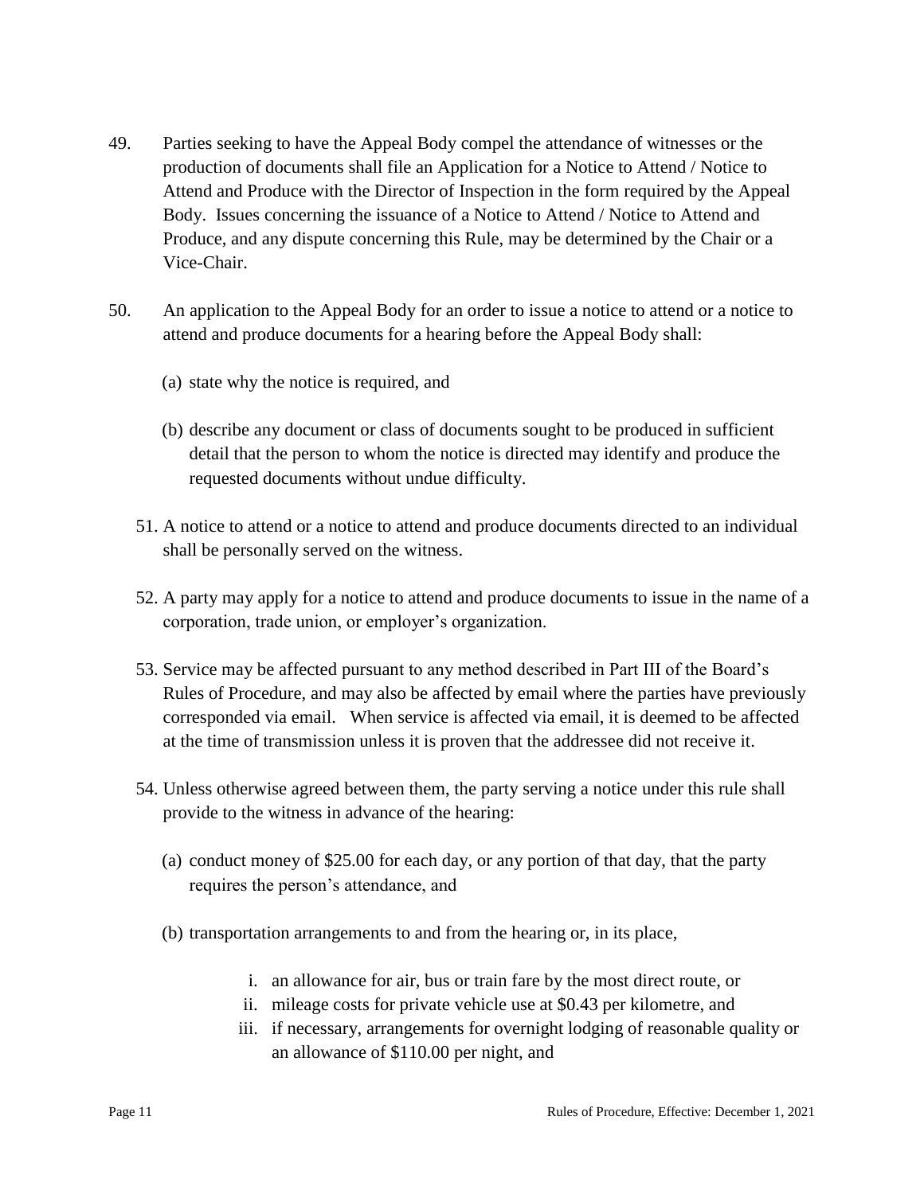49. Parties seeking to have the Appeal Body compel the attendance of witnesses or the production of documents shall file an Application for a Notice to Attend / Notice to Attend and Produce with the Director of Inspection in the form required by the Appeal Body. Issues concerning the issuance of a Notice to Attend / Notice to Attend and Produce, and any dispute concerning this Rule, may be determined by the Chair or a Vice-Chair.

50. An application to the Appeal Body for an order to issue a notice to attend or a notice to attend and produce documents for a hearing before the Appeal Body shall:

    (a) state why the notice is required, and

    (b) describe any document or class of documents sought to be produced in sufficient detail that the person to whom the notice is directed may identify and produce the requested documents without undue difficulty.

51. A notice to attend or a notice to attend and produce documents directed to an individual shall be personally served on the witness.

52. A party may apply for a notice to attend and produce documents to issue in the name of a corporation, trade union, or employer's organization.

53. Service may be affected pursuant to any method described in Part III of the Board's Rules of Procedure, and may also be affected by email where the parties have previously corresponded via email. When service is affected via email, it is deemed to be affected at the time of transmission unless it is proven that the addressee did not receive it.

54. Unless otherwise agreed between them, the party serving a notice under this rule shall provide to the witness in advance of the hearing:

    (a) conduct money of $25.00 for each day, or any portion of that day, that the party requires the person's attendance, and

    (b) transportation arrangements to and from the hearing or, in its place,

        i. an allowance for air, bus or train fare by the most direct route, or
        ii. mileage costs for private vehicle use at $0.43 per kilometre, and
        iii. if necessary, arrangements for overnight lodging of reasonable quality or an allowance of $110.00 per night, and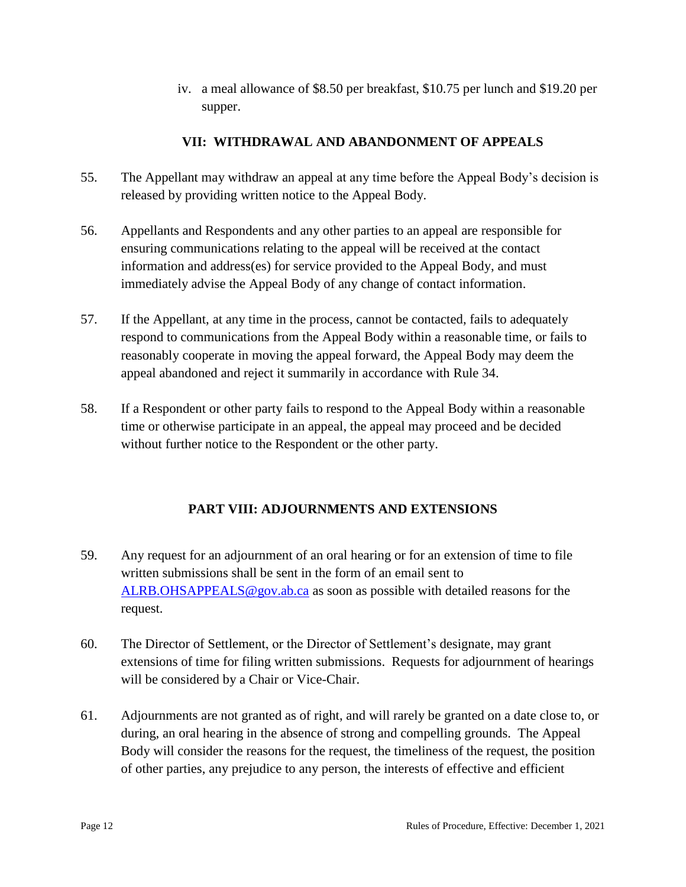iv. a meal allowance of $8.50 per breakfast, $10.75 per lunch and $19.20 per supper.

## VII: WITHDRAWAL AND ABANDONMENT OF APPEALS

55. The Appellant may withdraw an appeal at any time before the Appeal Body's decision is released by providing written notice to the Appeal Body.

56. Appellants and Respondents and any other parties to an appeal are responsible for ensuring communications relating to the appeal will be received at the contact information and address(es) for service provided to the Appeal Body, and must immediately advise the Appeal Body of any change of contact information.

57. If the Appellant, at any time in the process, cannot be contacted, fails to adequately respond to communications from the Appeal Body within a reasonable time, or fails to reasonably cooperate in moving the appeal forward, the Appeal Body may deem the appeal abandoned and reject it summarily in accordance with Rule 34.

58. If a Respondent or other party fails to respond to the Appeal Body within a reasonable time or otherwise participate in an appeal, the appeal may proceed and be decided without further notice to the Respondent or the other party.

## PART VIII: ADJOURNMENTS AND EXTENSIONS

59. Any request for an adjournment of an oral hearing or for an extension of time to file written submissions shall be sent in the form of an email sent to ALRB.OHSAPPEALS@gov.ab.ca as soon as possible with detailed reasons for the request.

60. The Director of Settlement, or the Director of Settlement's designate, may grant extensions of time for filing written submissions. Requests for adjournment of hearings will be considered by a Chair or Vice-Chair.

61. Adjournments are not granted as of right, and will rarely be granted on a date close to, or during, an oral hearing in the absence of strong and compelling grounds. The Appeal Body will consider the reasons for the request, the timeliness of the request, the position of other parties, any prejudice to any person, the interests of effective and efficient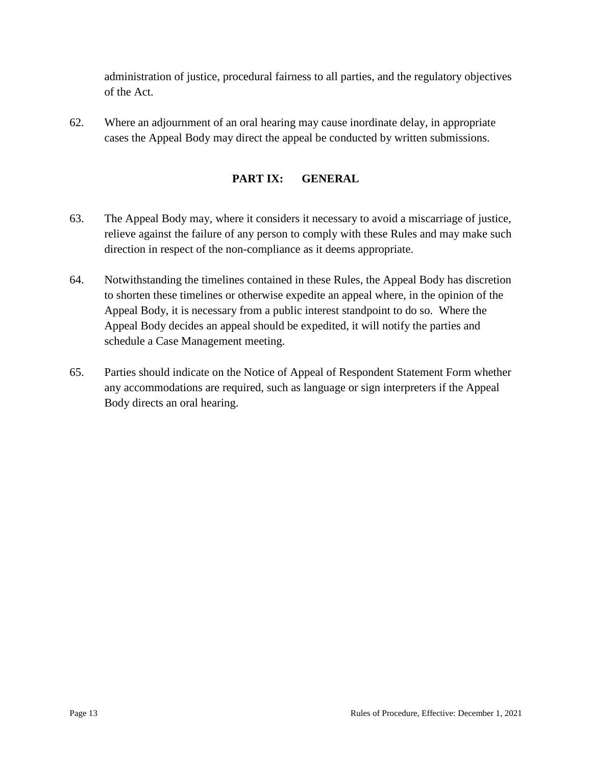administration of justice, procedural fairness to all parties, and the regulatory objectives of the Act.

62. Where an adjournment of an oral hearing may cause inordinate delay, in appropriate cases the Appeal Body may direct the appeal be conducted by written submissions.

## PART IX: GENERAL

63. The Appeal Body may, where it considers it necessary to avoid a miscarriage of justice, relieve against the failure of any person to comply with these Rules and may make such direction in respect of the non-compliance as it deems appropriate.

64. Notwithstanding the timelines contained in these Rules, the Appeal Body has discretion to shorten these timelines or otherwise expedite an appeal where, in the opinion of the Appeal Body, it is necessary from a public interest standpoint to do so. Where the Appeal Body decides an appeal should be expedited, it will notify the parties and schedule a Case Management meeting.

65. Parties should indicate on the Notice of Appeal of Respondent Statement Form whether any accommodations are required, such as language or sign interpreters if the Appeal Body directs an oral hearing.